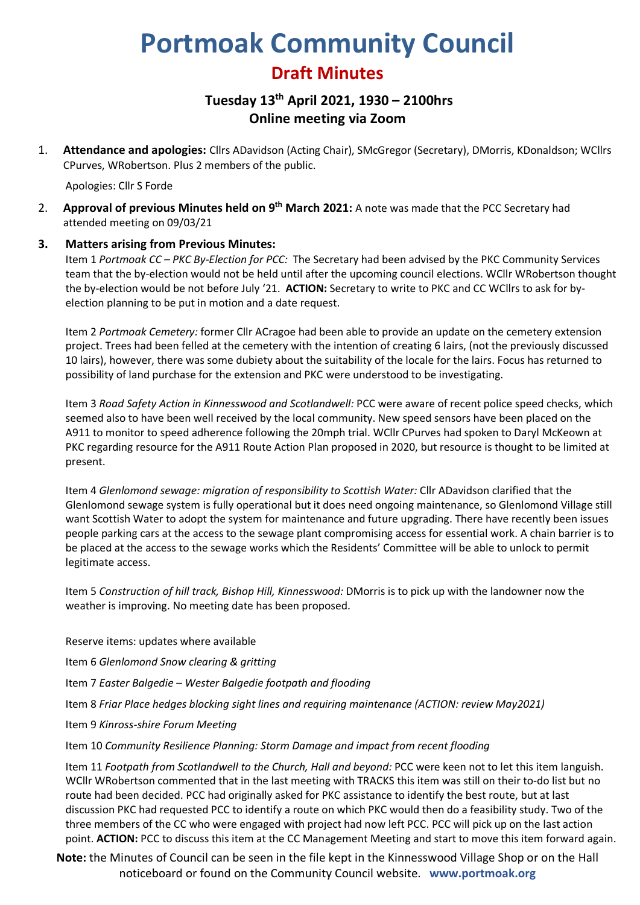# Portmoak Community Council

## Draft Minutes

### Tuesday 13th April 2021, 1930 – 2100hrs
### Online meeting via Zoom

1. **Attendance and apologies:** Cllrs ADavidson (Acting Chair), SMcGregor (Secretary), DMorris, KDonaldson; WCllrs CPurves, WRobertson. Plus 2 members of the public.

   Apologies: Cllr S Forde

2. **Approval of previous Minutes held on 9th March 2021:** A note was made that the PCC Secretary had attended meeting on 09/03/21

3. **Matters arising from Previous Minutes:**

   Item 1 *Portmoak CC – PKC By-Election for PCC:* The Secretary had been advised by the PKC Community Services team that the by-election would not be held until after the upcoming council elections. WCllr WRobertson thought the by-election would be not before July '21. **ACTION:** Secretary to write to PKC and CC WCllrs to ask for by-election planning to be put in motion and a date request.

   Item 2 *Portmoak Cemetery:* former Cllr ACragoe had been able to provide an update on the cemetery extension project. Trees had been felled at the cemetery with the intention of creating 6 lairs, (not the previously discussed 10 lairs), however, there was some dubiety about the suitability of the locale for the lairs. Focus has returned to possibility of land purchase for the extension and PKC were understood to be investigating.

   Item 3 *Road Safety Action in Kinnesswood and Scotlandwell:* PCC were aware of recent police speed checks, which seemed also to have been well received by the local community. New speed sensors have been placed on the A911 to monitor to speed adherence following the 20mph trial. WCllr CPurves had spoken to Daryl McKeown at PKC regarding resource for the A911 Route Action Plan proposed in 2020, but resource is thought to be limited at present.

   Item 4 *Glenlomond sewage: migration of responsibility to Scottish Water:* Cllr ADavidson clarified that the Glenlomond sewage system is fully operational but it does need ongoing maintenance, so Glenlomond Village still want Scottish Water to adopt the system for maintenance and future upgrading. There have recently been issues people parking cars at the access to the sewage plant compromising access for essential work. A chain barrier is to be placed at the access to the sewage works which the Residents' Committee will be able to unlock to permit legitimate access.

   Item 5 *Construction of hill track, Bishop Hill, Kinnesswood:* DMorris is to pick up with the landowner now the weather is improving. No meeting date has been proposed.

   Reserve items: updates where available

   Item 6 *Glenlomond Snow clearing & gritting*

   Item 7 *Easter Balgedie – Wester Balgedie footpath and flooding*

   Item 8 *Friar Place hedges blocking sight lines and requiring maintenance (ACTION: review May2021)*

   Item 9 *Kinross-shire Forum Meeting*

   Item 10 *Community Resilience Planning: Storm Damage and impact from recent flooding*

   Item 11 *Footpath from Scotlandwell to the Church, Hall and beyond:* PCC were keen not to let this item languish. WCllr WRobertson commented that in the last meeting with TRACKS this item was still on their to-do list but no route had been decided. PCC had originally asked for PKC assistance to identify the best route, but at last discussion PKC had requested PCC to identify a route on which PKC would then do a feasibility study. Two of the three members of the CC who were engaged with project had now left PCC. PCC will pick up on the last action point. **ACTION:** PCC to discuss this item at the CC Management Meeting and start to move this item forward again.

**Note:** the Minutes of Council can be seen in the file kept in the Kinnesswood Village Shop or on the Hall noticeboard or found on the Community Council website. **www.portmoak.org**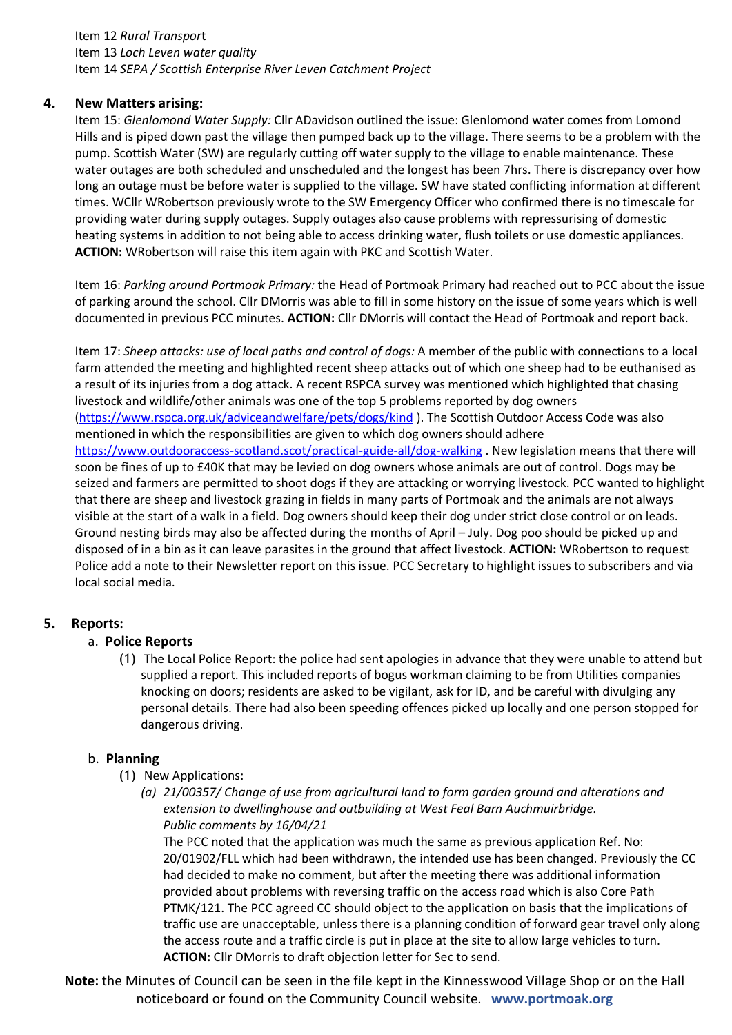Item 12 *Rural Transport*
Item 13 *Loch Leven water quality*
Item 14 *SEPA / Scottish Enterprise River Leven Catchment Project*

## 4. New Matters arising:

Item 15: *Glenlomond Water Supply:* Cllr ADavidson outlined the issue: Glenlomond water comes from Lomond Hills and is piped down past the village then pumped back up to the village. There seems to be a problem with the pump. Scottish Water (SW) are regularly cutting off water supply to the village to enable maintenance. These water outages are both scheduled and unscheduled and the longest has been 7hrs. There is discrepancy over how long an outage must be before water is supplied to the village. SW have stated conflicting information at different times. WCllr WRobertson previously wrote to the SW Emergency Officer who confirmed there is no timescale for providing water during supply outages. Supply outages also cause problems with repressurising of domestic heating systems in addition to not being able to access drinking water, flush toilets or use domestic appliances. **ACTION:** WRobertson will raise this item again with PKC and Scottish Water.

Item 16: *Parking around Portmoak Primary:* the Head of Portmoak Primary had reached out to PCC about the issue of parking around the school. Cllr DMorris was able to fill in some history on the issue of some years which is well documented in previous PCC minutes. **ACTION:** Cllr DMorris will contact the Head of Portmoak and report back.

Item 17: *Sheep attacks: use of local paths and control of dogs:* A member of the public with connections to a local farm attended the meeting and highlighted recent sheep attacks out of which one sheep had to be euthanised as a result of its injuries from a dog attack. A recent RSPCA survey was mentioned which highlighted that chasing livestock and wildlife/other animals was one of the top 5 problems reported by dog owners (https://www.rspca.org.uk/adviceandwelfare/pets/dogs/kind ). The Scottish Outdoor Access Code was also mentioned in which the responsibilities are given to which dog owners should adhere https://www.outdooraccess-scotland.scot/practical-guide-all/dog-walking . New legislation means that there will soon be fines of up to £40K that may be levied on dog owners whose animals are out of control. Dogs may be seized and farmers are permitted to shoot dogs if they are attacking or worrying livestock. PCC wanted to highlight that there are sheep and livestock grazing in fields in many parts of Portmoak and the animals are not always visible at the start of a walk in a field. Dog owners should keep their dog under strict close control or on leads. Ground nesting birds may also be affected during the months of April – July. Dog poo should be picked up and disposed of in a bin as it can leave parasites in the ground that affect livestock. **ACTION:** WRobertson to request Police add a note to their Newsletter report on this issue. PCC Secretary to highlight issues to subscribers and via local social media.

## 5. Reports:

### a. Police Reports

(1) The Local Police Report: the police had sent apologies in advance that they were unable to attend but supplied a report. This included reports of bogus workman claiming to be from Utilities companies knocking on doors; residents are asked to be vigilant, ask for ID, and be careful with divulging any personal details. There had also been speeding offences picked up locally and one person stopped for dangerous driving.

### b. Planning

(1) New Applications:

*(a) 21/00357/ Change of use from agricultural land to form garden ground and alterations and extension to dwellinghouse and outbuilding at West Feal Barn Auchmuirbridge.*
*Public comments by 16/04/21*

The PCC noted that the application was much the same as previous application Ref. No: 20/01902/FLL which had been withdrawn, the intended use has been changed. Previously the CC had decided to make no comment, but after the meeting there was additional information provided about problems with reversing traffic on the access road which is also Core Path PTMK/121. The PCC agreed CC should object to the application on basis that the implications of traffic use are unacceptable, unless there is a planning condition of forward gear travel only along the access route and a traffic circle is put in place at the site to allow large vehicles to turn.
**ACTION:** Cllr DMorris to draft objection letter for Sec to send.

**Note:** the Minutes of Council can be seen in the file kept in the Kinnesswood Village Shop or on the Hall noticeboard or found on the Community Council website. **www.portmoak.org**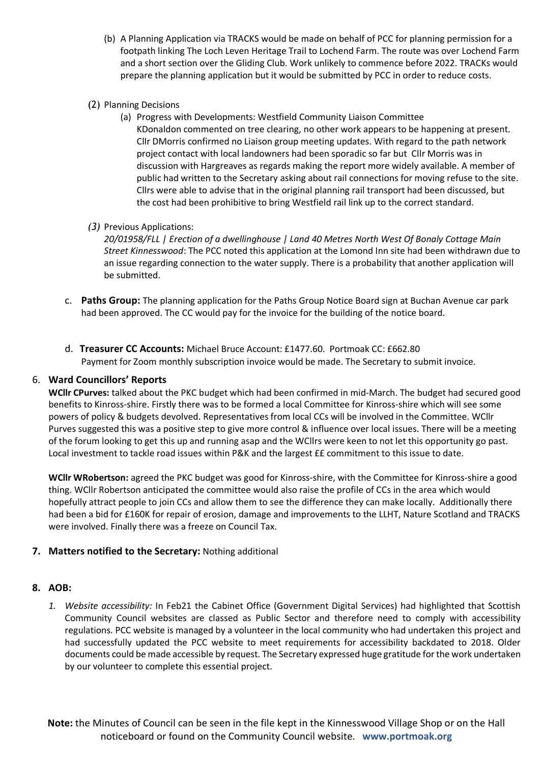(b) A Planning Application via TRACKS would be made on behalf of PCC for planning permission for a footpath linking The Loch Leven Heritage Trail to Lochend Farm. The route was over Lochend Farm and a short section over the Gliding Club. Work unlikely to commence before 2022. TRACKs would prepare the planning application but it would be submitted by PCC in order to reduce costs.

(2) Planning Decisions

(a) Progress with Developments: Westfield Community Liaison Committee
KDonaldon commented on tree clearing, no other work appears to be happening at present. Cllr DMorris confirmed no Liaison group meeting updates. With regard to the path network project contact with local landowners had been sporadic so far but Cllr Morris was in discussion with Hargreaves as regards making the report more widely available. A member of public had written to the Secretary asking about rail connections for moving refuse to the site. Cllrs were able to advise that in the original planning rail transport had been discussed, but the cost had been prohibitive to bring Westfield rail link up to the correct standard.

*(3)* Previous Applications:
*20/01958/FLL | Erection of a dwellinghouse | Land 40 Metres North West Of Bonaly Cottage Main Street Kinnesswood*: The PCC noted this application at the Lomond Inn site had been withdrawn due to an issue regarding connection to the water supply. There is a probability that another application will be submitted.

c. **Paths Group:** The planning application for the Paths Group Notice Board sign at Buchan Avenue car park had been approved. The CC would pay for the invoice for the building of the notice board.

d. **Treasurer CC Accounts:** Michael Bruce Account: £1477.60. Portmoak CC: £662.80
Payment for Zoom monthly subscription invoice would be made. The Secretary to submit invoice.

6. **Ward Councillors' Reports**

**WCllr CPurves:** talked about the PKC budget which had been confirmed in mid-March. The budget had secured good benefits to Kinross-shire. Firstly there was to be formed a local Committee for Kinross-shire which will see some powers of policy & budgets devolved. Representatives from local CCs will be involved in the Committee. WCllr Purves suggested this was a positive step to give more control & influence over local issues. There will be a meeting of the forum looking to get this up and running asap and the WCllrs were keen to not let this opportunity go past. Local investment to tackle road issues within P&K and the largest ££ commitment to this issue to date.

**WCllr WRobertson:** agreed the PKC budget was good for Kinross-shire, with the Committee for Kinross-shire a good thing. WCllr Robertson anticipated the committee would also raise the profile of CCs in the area which would hopefully attract people to join CCs and allow them to see the difference they can make locally. Additionally there had been a bid for £160K for repair of erosion, damage and improvements to the LLHT, Nature Scotland and TRACKS were involved. Finally there was a freeze on Council Tax.

7. **Matters notified to the Secretary:** Nothing additional

8. **AOB:**

1. *Website accessibility:* In Feb21 the Cabinet Office (Government Digital Services) had highlighted that Scottish Community Council websites are classed as Public Sector and therefore need to comply with accessibility regulations. PCC website is managed by a volunteer in the local community who had undertaken this project and had successfully updated the PCC website to meet requirements for accessibility backdated to 2018. Older documents could be made accessible by request. The Secretary expressed huge gratitude for the work undertaken by our volunteer to complete this essential project.

**Note:** the Minutes of Council can be seen in the file kept in the Kinnesswood Village Shop or on the Hall noticeboard or found on the Community Council website. **www.portmoak.org**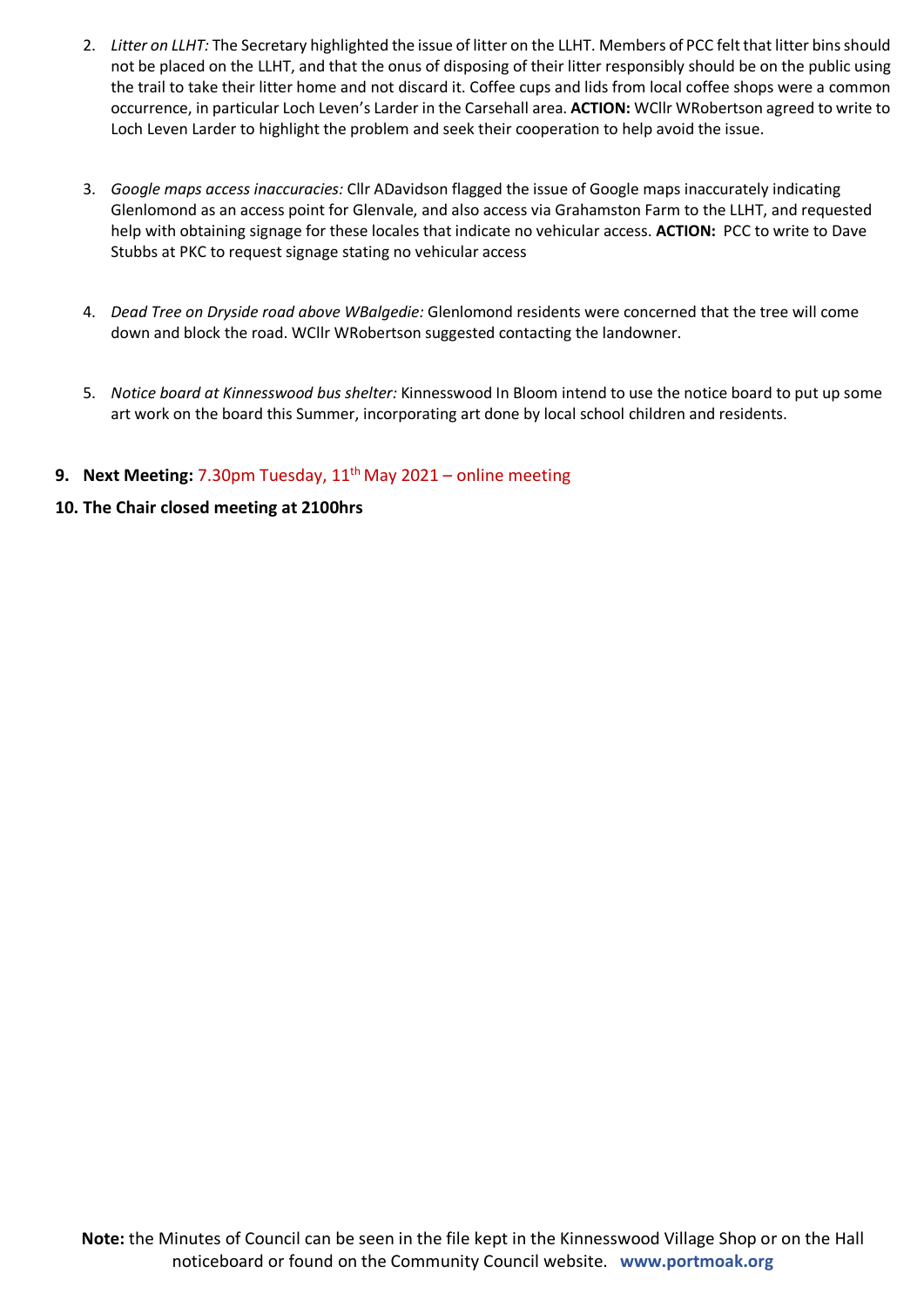2. *Litter on LLHT:* The Secretary highlighted the issue of litter on the LLHT. Members of PCC felt that litter bins should not be placed on the LLHT, and that the onus of disposing of their litter responsibly should be on the public using the trail to take their litter home and not discard it. Coffee cups and lids from local coffee shops were a common occurrence, in particular Loch Leven's Larder in the Carsehall area. **ACTION:** WCllr WRobertson agreed to write to Loch Leven Larder to highlight the problem and seek their cooperation to help avoid the issue.

3. *Google maps access inaccuracies:* Cllr ADavidson flagged the issue of Google maps inaccurately indicating Glenlomond as an access point for Glenvale, and also access via Grahamston Farm to the LLHT, and requested help with obtaining signage for these locales that indicate no vehicular access. **ACTION:** PCC to write to Dave Stubbs at PKC to request signage stating no vehicular access

4. *Dead Tree on Dryside road above WBalgedie:* Glenlomond residents were concerned that the tree will come down and block the road. WCllr WRobertson suggested contacting the landowner.

5. *Notice board at Kinnesswood bus shelter:* Kinnesswood In Bloom intend to use the notice board to put up some art work on the board this Summer, incorporating art done by local school children and residents.

**9. Next Meeting:** 7.30pm Tuesday, 11th May 2021 – online meeting

**10. The Chair closed meeting at 2100hrs**

**Note:** the Minutes of Council can be seen in the file kept in the Kinnesswood Village Shop or on the Hall noticeboard or found on the Community Council website. **www.portmoak.org**